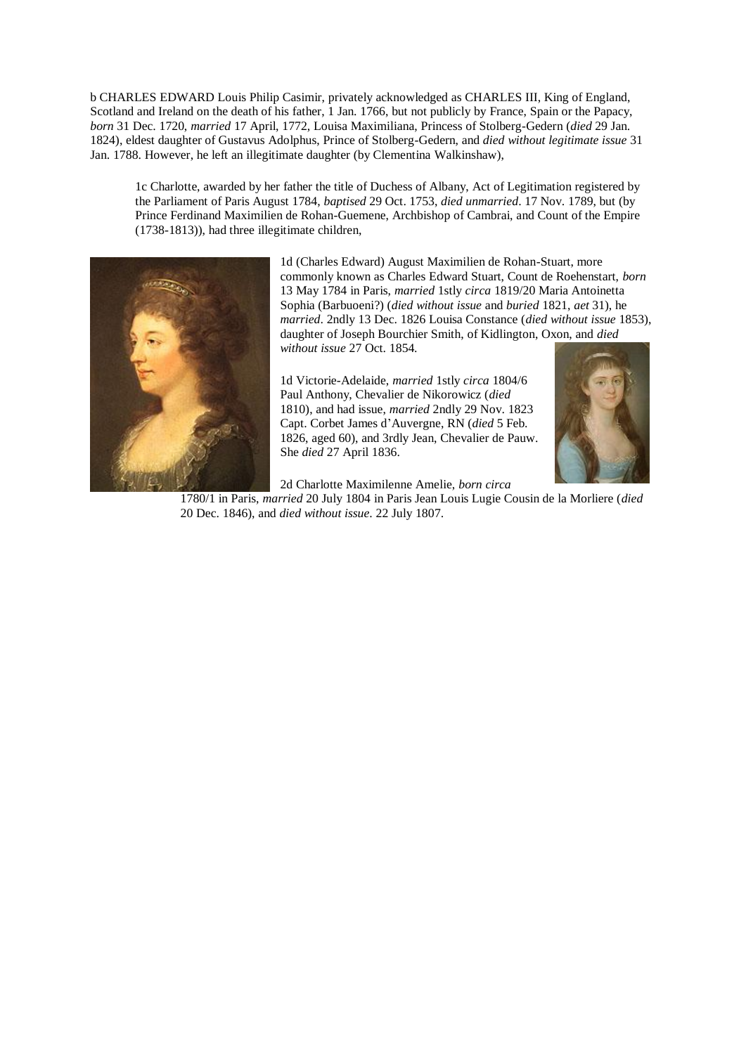b CHARLES EDWARD Louis Philip Casimir, privately acknowledged as CHARLES III, King of England, Scotland and Ireland on the death of his father, 1 Jan. 1766, but not publicly by France, Spain or the Papacy, *born* 31 Dec. 1720, *married* 17 April, 1772, Louisa Maximiliana, Princess of Stolberg-Gedern (*died* 29 Jan. 1824), eldest daughter of Gustavus Adolphus, Prince of Stolberg-Gedern, and *died without legitimate issue* 31 Jan. 1788. However, he left an illegitimate daughter (by Clementina Walkinshaw),

1c Charlotte, awarded by her father the title of Duchess of Albany, Act of Legitimation registered by the Parliament of Paris August 1784, *baptised* 29 Oct. 1753, *died unmarried*. 17 Nov. 1789, but (by Prince Ferdinand Maximilien de Rohan-Guemene, Archbishop of Cambrai, and Count of the Empire (1738-1813)), had three illegitimate children,

1d (Charles Edward) August Maximilien de Rohan-Stuart, more commonly known as Charles Edward Stuart, Count de Roehenstart, *born* 13 May 1784 in Paris, *married* 1stly *circa* 1819/20 Maria Antoinetta Sophia (Barbuoeni?) (*died without issue* and *buried* 1821, *aet* 31), he *married*. 2ndly 13 Dec. 1826 Louisa Constance (*died without issue* 1853), daughter of Joseph Bourchier Smith, of Kidlington, Oxon, and *died without issue* 27 Oct. 1854.

1d Victorie-Adelaide, *married* 1stly *circa* 1804/6 Paul Anthony, Chevalier de Nikorowicz (*died* 1810), and had issue, *married* 2ndly 29 Nov. 1823 Capt. Corbet James d'Auvergne, RN (*died* 5 Feb. 1826, aged 60), and 3rdly Jean, Chevalier de Pauw. She *died* 27 April 1836.

2d Charlotte Maximilenne Amelie, *born circa* 1780/1 in Paris, *married* 20 July 1804 in Paris Jean Louis Lugie Cousin de la Morliere (*died* 20 Dec. 1846), and *died without issue*. 22 July 1807.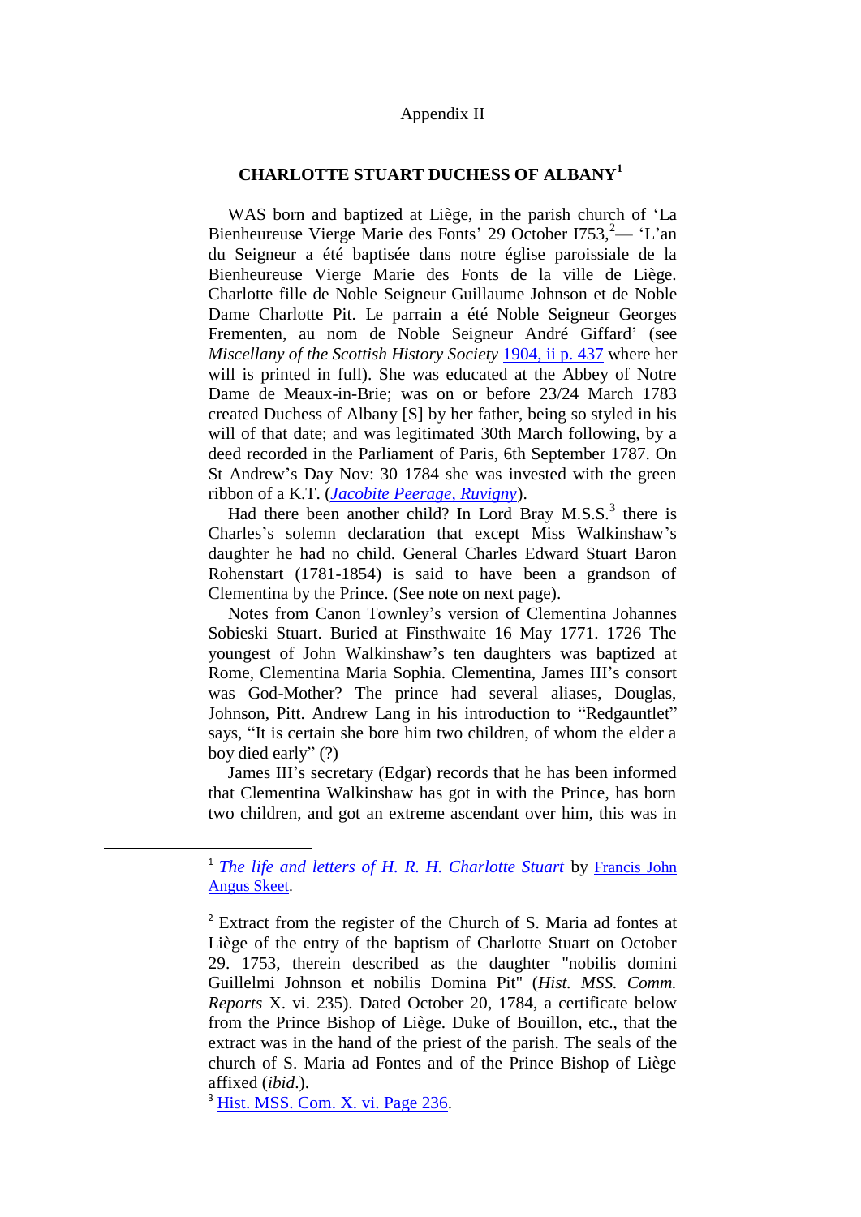Appendix II

## CHARLOTTE STUART DUCHESS OF ALBANY[1]

WAS born and baptized at Liège, in the parish church of 'La Bienheureuse Vierge Marie des Fonts' 29 October I753,[2]— 'L'an du Seigneur a été baptisée dans notre église paroissiale de la Bienheureuse Vierge Marie des Fonts de la ville de Liège. Charlotte fille de Noble Seigneur Guillaume Johnson et de Noble Dame Charlotte Pit. Le parrain a été Noble Seigneur Georges Frementen, au nom de Noble Seigneur André Giffard' (see *Miscellany of the Scottish History Society* 1904, ii p. 437 where her will is printed in full). She was educated at the Abbey of Notre Dame de Meaux-in-Brie; was on or before 23/24 March 1783 created Duchess of Albany [S] by her father, being so styled in his will of that date; and was legitimated 30th March following, by a deed recorded in the Parliament of Paris, 6th September 1787. On St Andrew's Day Nov: 30 1784 she was invested with the green ribbon of a K.T. (*Jacobite Peerage, Ruvigny*).

Had there been another child? In Lord Bray M.S.S.[3] there is Charles's solemn declaration that except Miss Walkinshaw's daughter he had no child. General Charles Edward Stuart Baron Rohenstart (1781-1854) is said to have been a grandson of Clementina by the Prince. (See note on next page).

Notes from Canon Townley's version of Clementina Johannes Sobieski Stuart. Buried at Finsthwaite 16 May 1771. 1726 The youngest of John Walkinshaw's ten daughters was baptized at Rome, Clementina Maria Sophia. Clementina, James III's consort was God-Mother? The prince had several aliases, Douglas, Johnson, Pitt. Andrew Lang in his introduction to "Redgauntlet" says, "It is certain she bore him two children, of whom the elder a boy died early" (?)

James III's secretary (Edgar) records that he has been informed that Clementina Walkinshaw has got in with the Prince, has born two children, and got an extreme ascendant over him, this was in

---

[1] *The life and letters of H. R. H. Charlotte Stuart* by Francis John Angus Skeet.

[2] Extract from the register of the Church of S. Maria ad fontes at Liège of the entry of the baptism of Charlotte Stuart on October 29. 1753, therein described as the daughter "nobilis domini Guillelmi Johnson et nobilis Domina Pit" (*Hist. MSS. Comm. Reports* X. vi. 235). Dated October 20, 1784, a certificate below from the Prince Bishop of Liège. Duke of Bouillon, etc., that the extract was in the hand of the priest of the parish. The seals of the church of S. Maria ad Fontes and of the Prince Bishop of Liège affixed (*ibid*.).

[3] Hist. MSS. Com. X. vi. Page 236.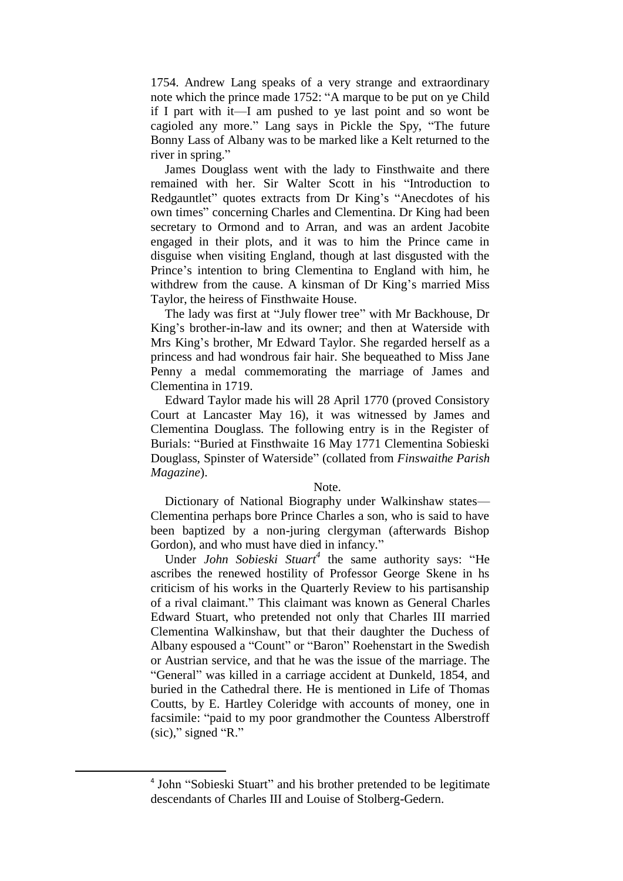1754. Andrew Lang speaks of a very strange and extraordinary note which the prince made 1752: "A marque to be put on ye Child if I part with it—I am pushed to ye last point and so wont be cagioled any more." Lang says in Pickle the Spy, "The future Bonny Lass of Albany was to be marked like a Kelt returned to the river in spring."

James Douglass went with the lady to Finsthwaite and there remained with her. Sir Walter Scott in his "Introduction to Redgauntlet" quotes extracts from Dr King's "Anecdotes of his own times" concerning Charles and Clementina. Dr King had been secretary to Ormond and to Arran, and was an ardent Jacobite engaged in their plots, and it was to him the Prince came in disguise when visiting England, though at last disgusted with the Prince's intention to bring Clementina to England with him, he withdrew from the cause. A kinsman of Dr King's married Miss Taylor, the heiress of Finsthwaite House.

The lady was first at "July flower tree" with Mr Backhouse, Dr King's brother-in-law and its owner; and then at Waterside with Mrs King's brother, Mr Edward Taylor. She regarded herself as a princess and had wondrous fair hair. She bequeathed to Miss Jane Penny a medal commemorating the marriage of James and Clementina in 1719.

Edward Taylor made his will 28 April 1770 (proved Consistory Court at Lancaster May 16), it was witnessed by James and Clementina Douglass. The following entry is in the Register of Burials: "Buried at Finsthwaite 16 May 1771 Clementina Sobieski Douglass, Spinster of Waterside" (collated from *Finswaithe Parish Magazine*).

Note.

Dictionary of National Biography under Walkinshaw states—Clementina perhaps bore Prince Charles a son, who is said to have been baptized by a non-juring clergyman (afterwards Bishop Gordon), and who must have died in infancy."

Under *John Sobieski Stuart*[4] the same authority says: "He ascribes the renewed hostility of Professor George Skene in hs criticism of his works in the Quarterly Review to his partisanship of a rival claimant." This claimant was known as General Charles Edward Stuart, who pretended not only that Charles III married Clementina Walkinshaw, but that their daughter the Duchess of Albany espoused a "Count" or "Baron" Roehenstart in the Swedish or Austrian service, and that he was the issue of the marriage. The "General" was killed in a carriage accident at Dunkeld, 1854, and buried in the Cathedral there. He is mentioned in Life of Thomas Coutts, by E. Hartley Coleridge with accounts of money, one in facsimile: "paid to my poor grandmother the Countess Alberstroff (sic)," signed "R."

[4] John "Sobieski Stuart" and his brother pretended to be legitimate descendants of Charles III and Louise of Stolberg-Gedern.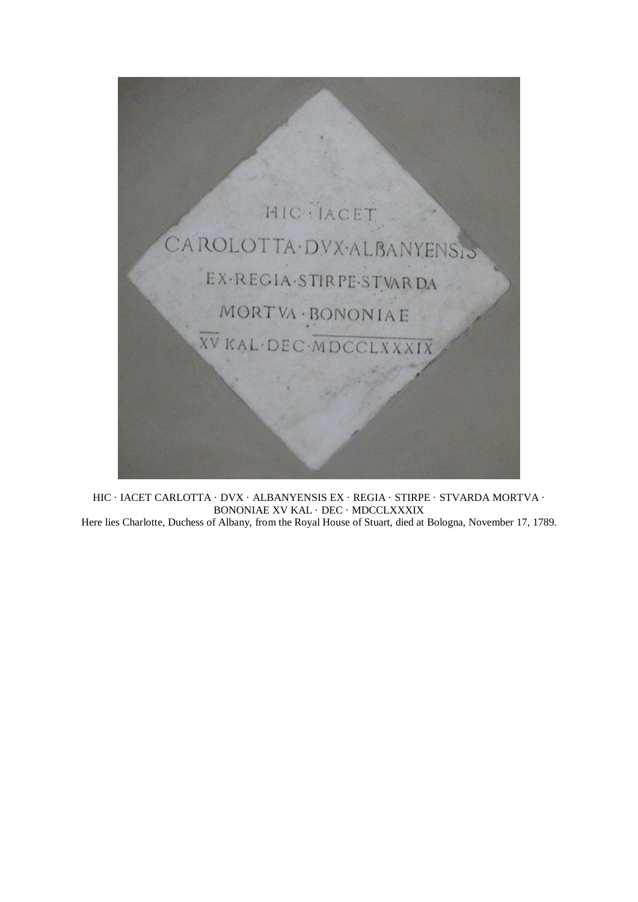HIC · IACET CARLOTTA · DVX · ALBANYENSIS EX · REGIA · STIRPE · STVARDA MORTVA · BONONIAE XV KAL · DEC · MDCCLXXXIX

Here lies Charlotte, Duchess of Albany, from the Royal House of Stuart, died at Bologna, November 17, 1789.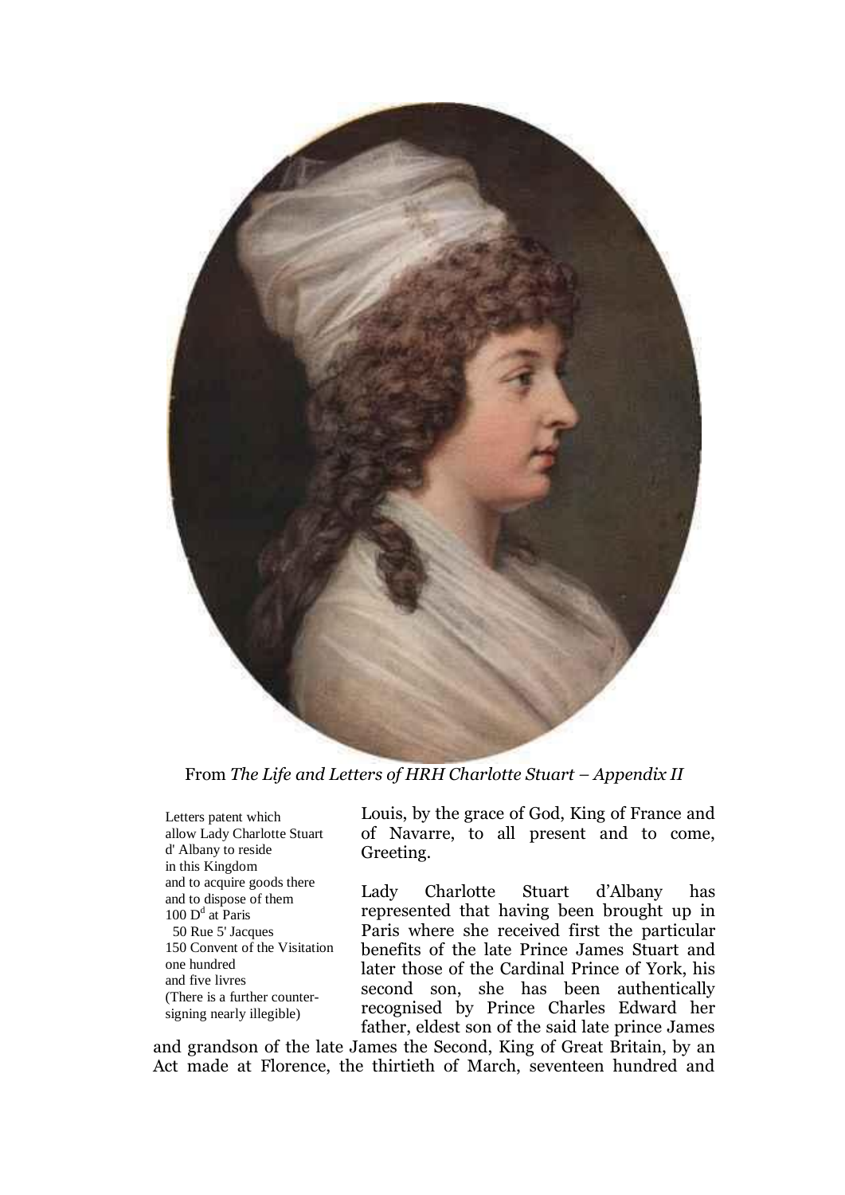From *The Life and Letters of HRH Charlotte Stuart – Appendix II*

Letters patent which allow Lady Charlotte Stuart d' Albany to reside in this Kingdom and to acquire goods there and to dispose of them
100 D[d] at Paris
50 Rue 5' Jacques
150 Convent of the Visitation
one hundred
and five livres
(There is a further counter-signing nearly illegible)

Louis, by the grace of God, King of France and of Navarre, to all present and to come, Greeting.

Lady Charlotte Stuart d'Albany has represented that having been brought up in Paris where she received first the particular benefits of the late Prince James Stuart and later those of the Cardinal Prince of York, his second son, she has been authentically recognised by Prince Charles Edward her father, eldest son of the said late prince James and grandson of the late James the Second, King of Great Britain, by an Act made at Florence, the thirtieth of March, seventeen hundred and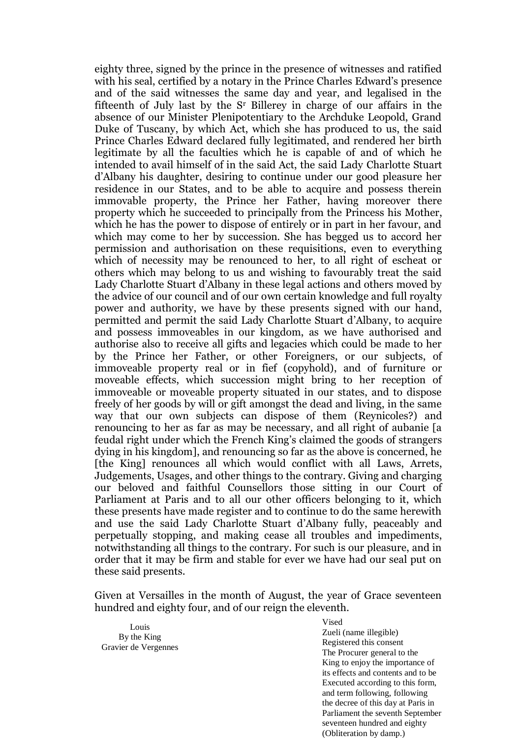eighty three, signed by the prince in the presence of witnesses and ratified with his seal, certified by a notary in the Prince Charles Edward's presence and of the said witnesses the same day and year, and legalised in the fifteenth of July last by the S^r Billerey in charge of our affairs in the absence of our Minister Plenipotentiary to the Archduke Leopold, Grand Duke of Tuscany, by which Act, which she has produced to us, the said Prince Charles Edward declared fully legitimated, and rendered her birth legitimate by all the faculties which he is capable of and of which he intended to avail himself of in the said Act, the said Lady Charlotte Stuart d'Albany his daughter, desiring to continue under our good pleasure her residence in our States, and to be able to acquire and possess therein immovable property, the Prince her Father, having moreover there property which he succeeded to principally from the Princess his Mother, which he has the power to dispose of entirely or in part in her favour, and which may come to her by succession. She has begged us to accord her permission and authorisation on these requisitions, even to everything which of necessity may be renounced to her, to all right of escheat or others which may belong to us and wishing to favourably treat the said Lady Charlotte Stuart d'Albany in these legal actions and others moved by the advice of our council and of our own certain knowledge and full royalty power and authority, we have by these presents signed with our hand, permitted and permit the said Lady Charlotte Stuart d'Albany, to acquire and possess immoveables in our kingdom, as we have authorised and authorise also to receive all gifts and legacies which could be made to her by the Prince her Father, or other Foreigners, or our subjects, of immoveable property real or in fief (copyhold), and of furniture or moveable effects, which succession might bring to her reception of immoveable or moveable property situated in our states, and to dispose freely of her goods by will or gift amongst the dead and living, in the same way that our own subjects can dispose of them (Reynicoles?) and renouncing to her as far as may be necessary, and all right of aubanie [a feudal right under which the French King's claimed the goods of strangers dying in his kingdom], and renouncing so far as the above is concerned, he [the King] renounces all which would conflict with all Laws, Arrets, Judgements, Usages, and other things to the contrary. Giving and charging our beloved and faithful Counsellors those sitting in our Court of Parliament at Paris and to all our other officers belonging to it, which these presents have made register and to continue to do the same herewith and use the said Lady Charlotte Stuart d'Albany fully, peaceably and perpetually stopping, and making cease all troubles and impediments, notwithstanding all things to the contrary. For such is our pleasure, and in order that it may be firm and stable for ever we have had our seal put on these said presents.

Given at Versailles in the month of August, the year of Grace seventeen hundred and eighty four, and of our reign the eleventh.

Louis
By the King
Gravier de Vergennes

Vised
Zueli (name illegible)
Registered this consent
The Procurer general to the King to enjoy the importance of its effects and contents and to be Executed according to this form, and term following, following the decree of this day at Paris in Parliament the seventh September seventeen hundred and eighty
(Obliteration by damp.)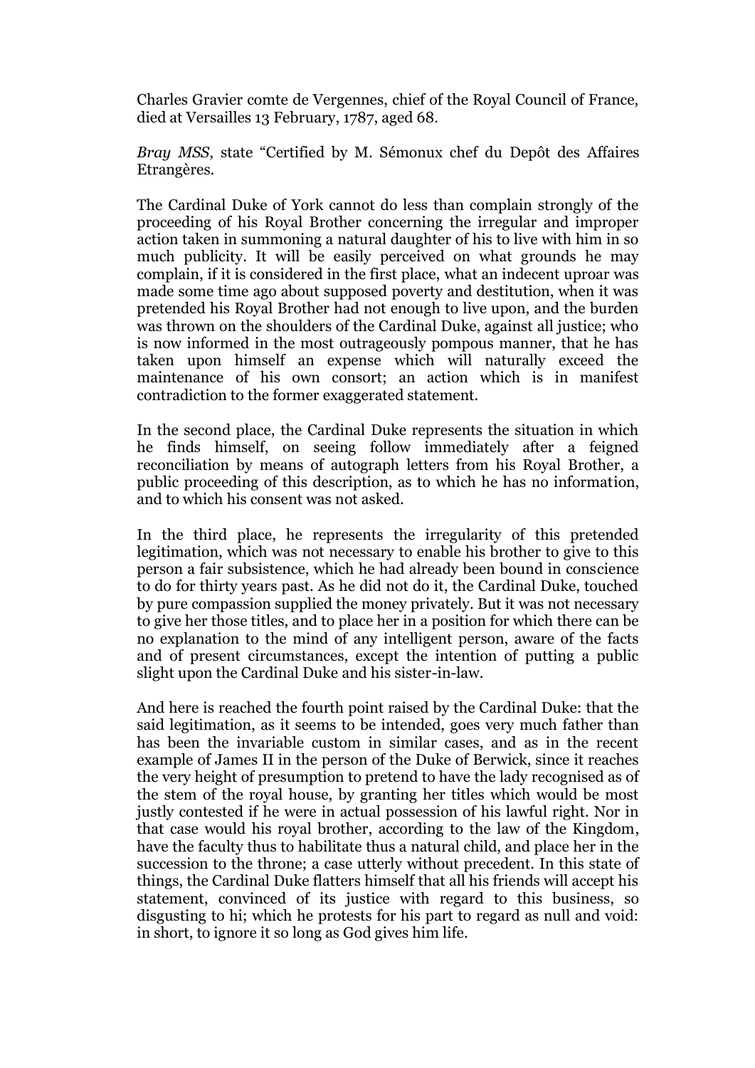Charles Gravier comte de Vergennes, chief of the Royal Council of France, died at Versailles 13 February, 1787, aged 68.

*Bray MSS*, state "Certified by M. Sémonux chef du Depôt des Affaires Etrangères.

The Cardinal Duke of York cannot do less than complain strongly of the proceeding of his Royal Brother concerning the irregular and improper action taken in summoning a natural daughter of his to live with him in so much publicity. It will be easily perceived on what grounds he may complain, if it is considered in the first place, what an indecent uproar was made some time ago about supposed poverty and destitution, when it was pretended his Royal Brother had not enough to live upon, and the burden was thrown on the shoulders of the Cardinal Duke, against all justice; who is now informed in the most outrageously pompous manner, that he has taken upon himself an expense which will naturally exceed the maintenance of his own consort; an action which is in manifest contradiction to the former exaggerated statement.

In the second place, the Cardinal Duke represents the situation in which he finds himself, on seeing follow immediately after a feigned reconciliation by means of autograph letters from his Royal Brother, a public proceeding of this description, as to which he has no information, and to which his consent was not asked.

In the third place, he represents the irregularity of this pretended legitimation, which was not necessary to enable his brother to give to this person a fair subsistence, which he had already been bound in conscience to do for thirty years past. As he did not do it, the Cardinal Duke, touched by pure compassion supplied the money privately. But it was not necessary to give her those titles, and to place her in a position for which there can be no explanation to the mind of any intelligent person, aware of the facts and of present circumstances, except the intention of putting a public slight upon the Cardinal Duke and his sister-in-law.

And here is reached the fourth point raised by the Cardinal Duke: that the said legitimation, as it seems to be intended, goes very much father than has been the invariable custom in similar cases, and as in the recent example of James II in the person of the Duke of Berwick, since it reaches the very height of presumption to pretend to have the lady recognised as of the stem of the royal house, by granting her titles which would be most justly contested if he were in actual possession of his lawful right. Nor in that case would his royal brother, according to the law of the Kingdom, have the faculty thus to habilitate thus a natural child, and place her in the succession to the throne; a case utterly without precedent. In this state of things, the Cardinal Duke flatters himself that all his friends will accept his statement, convinced of its justice with regard to this business, so disgusting to hi; which he protests for his part to regard as null and void: in short, to ignore it so long as God gives him life.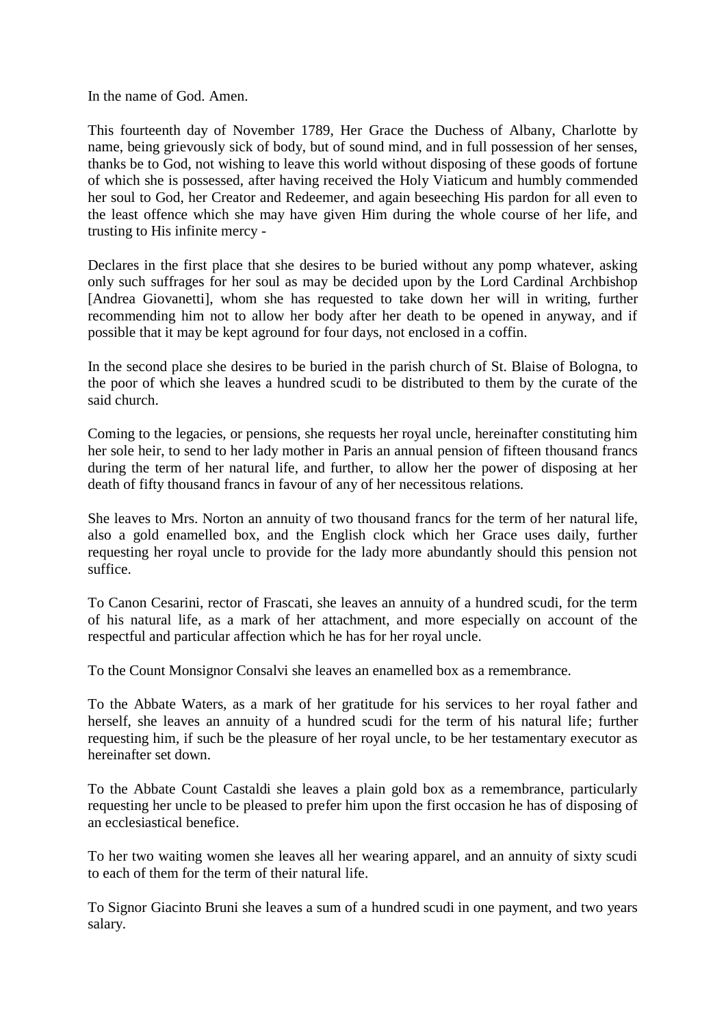In the name of God. Amen.

This fourteenth day of November 1789, Her Grace the Duchess of Albany, Charlotte by name, being grievously sick of body, but of sound mind, and in full possession of her senses, thanks be to God, not wishing to leave this world without disposing of these goods of fortune of which she is possessed, after having received the Holy Viaticum and humbly commended her soul to God, her Creator and Redeemer, and again beseeching His pardon for all even to the least offence which she may have given Him during the whole course of her life, and trusting to His infinite mercy -

Declares in the first place that she desires to be buried without any pomp whatever, asking only such suffrages for her soul as may be decided upon by the Lord Cardinal Archbishop [Andrea Giovanetti], whom she has requested to take down her will in writing, further recommending him not to allow her body after her death to be opened in anyway, and if possible that it may be kept aground for four days, not enclosed in a coffin.

In the second place she desires to be buried in the parish church of St. Blaise of Bologna, to the poor of which she leaves a hundred scudi to be distributed to them by the curate of the said church.

Coming to the legacies, or pensions, she requests her royal uncle, hereinafter constituting him her sole heir, to send to her lady mother in Paris an annual pension of fifteen thousand francs during the term of her natural life, and further, to allow her the power of disposing at her death of fifty thousand francs in favour of any of her necessitous relations.

She leaves to Mrs. Norton an annuity of two thousand francs for the term of her natural life, also a gold enamelled box, and the English clock which her Grace uses daily, further requesting her royal uncle to provide for the lady more abundantly should this pension not suffice.

To Canon Cesarini, rector of Frascati, she leaves an annuity of a hundred scudi, for the term of his natural life, as a mark of her attachment, and more especially on account of the respectful and particular affection which he has for her royal uncle.

To the Count Monsignor Consalvi she leaves an enamelled box as a remembrance.

To the Abbate Waters, as a mark of her gratitude for his services to her royal father and herself, she leaves an annuity of a hundred scudi for the term of his natural life; further requesting him, if such be the pleasure of her royal uncle, to be her testamentary executor as hereinafter set down.

To the Abbate Count Castaldi she leaves a plain gold box as a remembrance, particularly requesting her uncle to be pleased to prefer him upon the first occasion he has of disposing of an ecclesiastical benefice.

To her two waiting women she leaves all her wearing apparel, and an annuity of sixty scudi to each of them for the term of their natural life.

To Signor Giacinto Bruni she leaves a sum of a hundred scudi in one payment, and two years salary.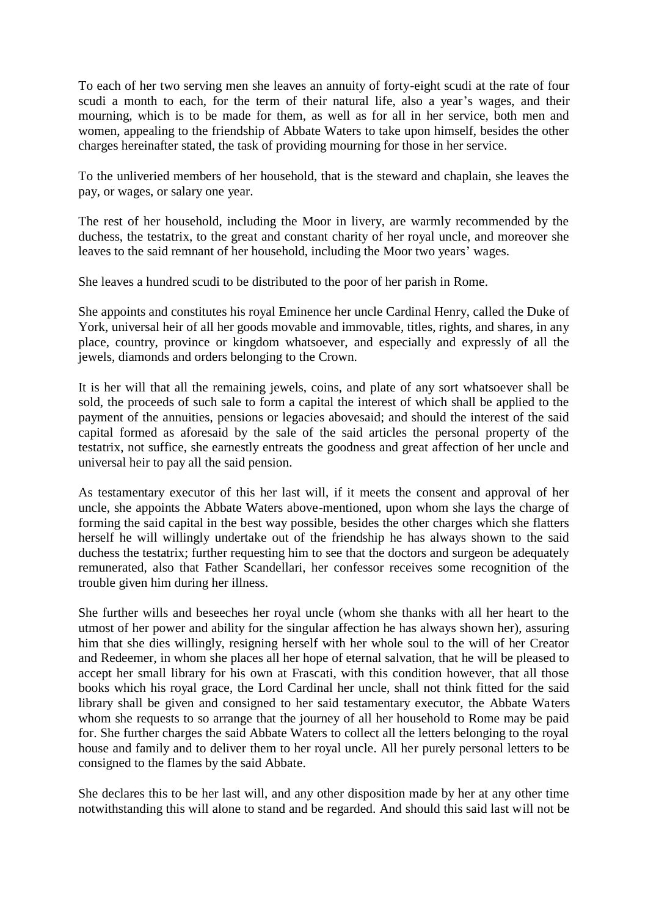To each of her two serving men she leaves an annuity of forty-eight scudi at the rate of four scudi a month to each, for the term of their natural life, also a year's wages, and their mourning, which is to be made for them, as well as for all in her service, both men and women, appealing to the friendship of Abbate Waters to take upon himself, besides the other charges hereinafter stated, the task of providing mourning for those in her service.

To the unliveried members of her household, that is the steward and chaplain, she leaves the pay, or wages, or salary one year.

The rest of her household, including the Moor in livery, are warmly recommended by the duchess, the testatrix, to the great and constant charity of her royal uncle, and moreover she leaves to the said remnant of her household, including the Moor two years' wages.

She leaves a hundred scudi to be distributed to the poor of her parish in Rome.

She appoints and constitutes his royal Eminence her uncle Cardinal Henry, called the Duke of York, universal heir of all her goods movable and immovable, titles, rights, and shares, in any place, country, province or kingdom whatsoever, and especially and expressly of all the jewels, diamonds and orders belonging to the Crown.

It is her will that all the remaining jewels, coins, and plate of any sort whatsoever shall be sold, the proceeds of such sale to form a capital the interest of which shall be applied to the payment of the annuities, pensions or legacies abovesaid; and should the interest of the said capital formed as aforesaid by the sale of the said articles the personal property of the testatrix, not suffice, she earnestly entreats the goodness and great affection of her uncle and universal heir to pay all the said pension.

As testamentary executor of this her last will, if it meets the consent and approval of her uncle, she appoints the Abbate Waters above-mentioned, upon whom she lays the charge of forming the said capital in the best way possible, besides the other charges which she flatters herself he will willingly undertake out of the friendship he has always shown to the said duchess the testatrix; further requesting him to see that the doctors and surgeon be adequately remunerated, also that Father Scandellari, her confessor receives some recognition of the trouble given him during her illness.

She further wills and beseeches her royal uncle (whom she thanks with all her heart to the utmost of her power and ability for the singular affection he has always shown her), assuring him that she dies willingly, resigning herself with her whole soul to the will of her Creator and Redeemer, in whom she places all her hope of eternal salvation, that he will be pleased to accept her small library for his own at Frascati, with this condition however, that all those books which his royal grace, the Lord Cardinal her uncle, shall not think fitted for the said library shall be given and consigned to her said testamentary executor, the Abbate Waters whom she requests to so arrange that the journey of all her household to Rome may be paid for. She further charges the said Abbate Waters to collect all the letters belonging to the royal house and family and to deliver them to her royal uncle. All her purely personal letters to be consigned to the flames by the said Abbate.

She declares this to be her last will, and any other disposition made by her at any other time notwithstanding this will alone to stand and be regarded. And should this said last will not be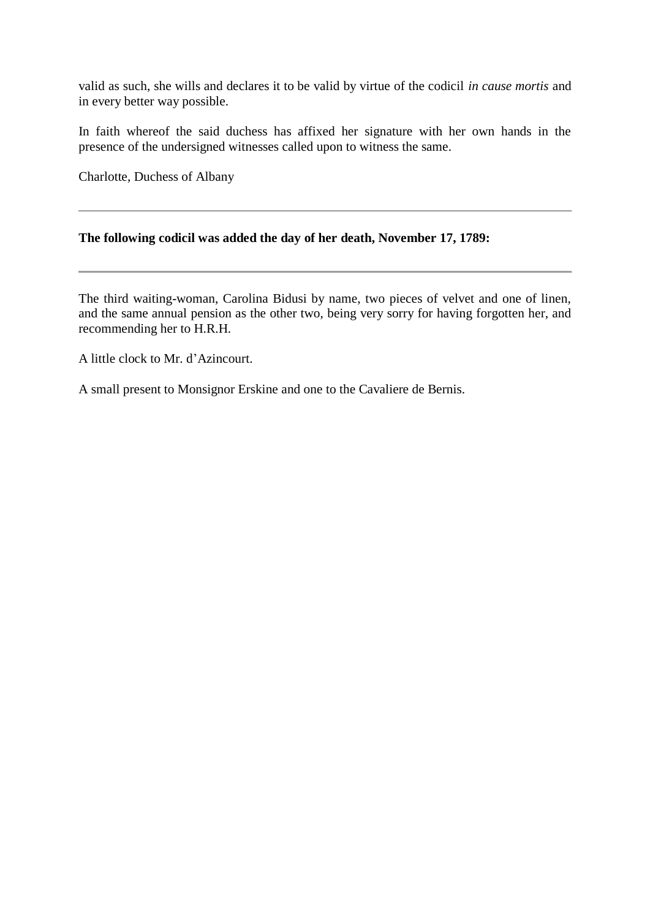valid as such, she wills and declares it to be valid by virtue of the codicil *in cause mortis* and in every better way possible.

In faith whereof the said duchess has affixed her signature with her own hands in the presence of the undersigned witnesses called upon to witness the same.

Charlotte, Duchess of Albany

---

**The following codicil was added the day of her death, November 17, 1789:**

---

The third waiting-woman, Carolina Bidusi by name, two pieces of velvet and one of linen, and the same annual pension as the other two, being very sorry for having forgotten her, and recommending her to H.R.H.

A little clock to Mr. d'Azincourt.

A small present to Monsignor Erskine and one to the Cavaliere de Bernis.